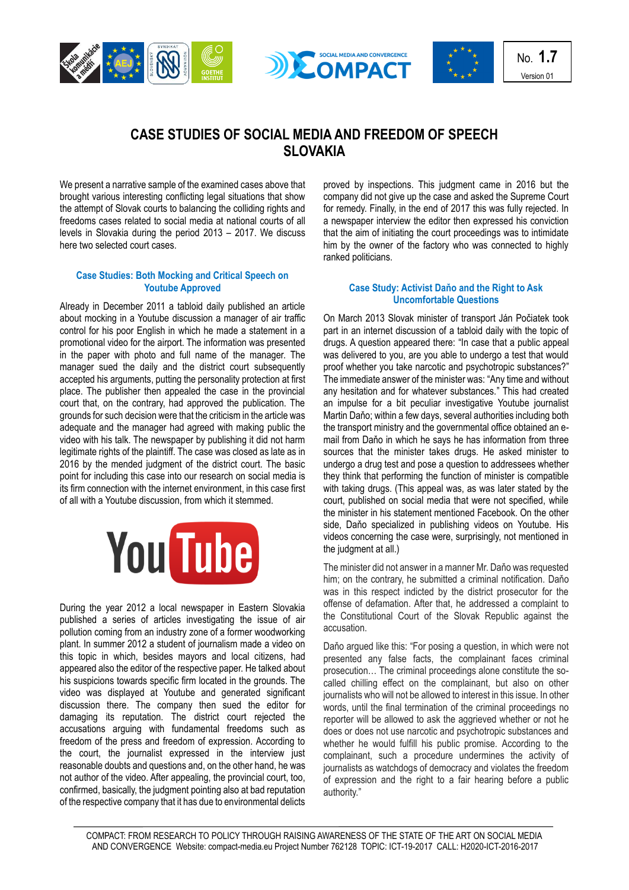# CASE STUDIES OF SOCIAL MEDIA AND FREEDOM OF SPEECH SLOVAKIA

We present a narrative sample of the examined cases above that brought various interesting conflicting legal situations that show the attempt of Slovak courts to balancing the colliding rights and freedoms cases related to social media at national courts of all levels in Slovakia during the period 2013 – 2017. We discuss here two selected court cases.

## Case Studies: Both Mocking and Critical Speech on Youtube Approved

Already in December 2011 a tabloid daily published an article about mocking in a Youtube discussion a manager of air traffic control for his poor English in which he made a statement in a promotional video for the airport. The information was presented in the paper with photo and full name of the manager. The manager sued the daily and the district court subsequently accepted his arguments, putting the personality protection at first place. The publisher then appealed the case in the provincial court that, on the contrary, had approved the publication. The grounds for such decision were that the criticism in the article was adequate and the manager had agreed with making public the video with his talk. The newspaper by publishing it did not harm legitimate rights of the plaintiff. The case was closed as late as in 2016 by the mended judgment of the district court. The basic point for including this case into our research on social media is its firm connection with the internet environment, in this case first of all with a Youtube discussion, from which it stemmed.

During the year 2012 a local newspaper in Eastern Slovakia published a series of articles investigating the issue of air pollution coming from an industry zone of a former woodworking plant. In summer 2012 a student of journalism made a video on this topic in which, besides mayors and local citizens, had appeared also the editor of the respective paper. He talked about his suspicions towards specific firm located in the grounds. The video was displayed at Youtube and generated significant discussion there. The company then sued the editor for damaging its reputation. The district court rejected the accusations arguing with fundamental freedoms such as freedom of the press and freedom of expression. According to the court, the journalist expressed in the interview just reasonable doubts and questions and, on the other hand, he was not author of the video. After appealing, the provincial court, too, confirmed, basically, the judgment pointing also at bad reputation of the respective company that it has due to environmental delicts proved by inspections. This judgment came in 2016 but the company did not give up the case and asked the Supreme Court for remedy. Finally, in the end of 2017 this was fully rejected. In a newspaper interview the editor then expressed his conviction that the aim of initiating the court proceedings was to intimidate him by the owner of the factory who was connected to highly ranked politicians.

## Case Study: Activist Daňo and the Right to Ask Uncomfortable Questions

On March 2013 Slovak minister of transport Ján Počiatek took part in an internet discussion of a tabloid daily with the topic of drugs. A question appeared there: "In case that a public appeal was delivered to you, are you able to undergo a test that would proof whether you take narcotic and psychotropic substances?" The immediate answer of the minister was: "Any time and without any hesitation and for whatever substances." This had created an impulse for a bit peculiar investigative Youtube journalist Martin Daňo; within a few days, several authorities including both the transport ministry and the governmental office obtained an e-mail from Daňo in which he says he has information from three sources that the minister takes drugs. He asked minister to undergo a drug test and pose a question to addressees whether they think that performing the function of minister is compatible with taking drugs. (This appeal was, as was later stated by the court, published on social media that were not specified, while the minister in his statement mentioned Facebook. On the other side, Daňo specialized in publishing videos on Youtube. His videos concerning the case were, surprisingly, not mentioned in the judgment at all.)

The minister did not answer in a manner Mr. Daňo was requested him; on the contrary, he submitted a criminal notification. Daňo was in this respect indicted by the district prosecutor for the offense of defamation. After that, he addressed a complaint to the Constitutional Court of the Slovak Republic against the accusation.

Daňo argued like this: "For posing a question, in which were not presented any false facts, the complainant faces criminal prosecution… The criminal proceedings alone constitute the so-called chilling effect on the complainant, but also on other journalists who will not be allowed to interest in this issue. In other words, until the final termination of the criminal proceedings no reporter will be allowed to ask the aggrieved whether or not he does or does not use narcotic and psychotropic substances and whether he would fulfill his public promise. According to the complainant, such a procedure undermines the activity of journalists as watchdogs of democracy and violates the freedom of expression and the right to a fair hearing before a public authority."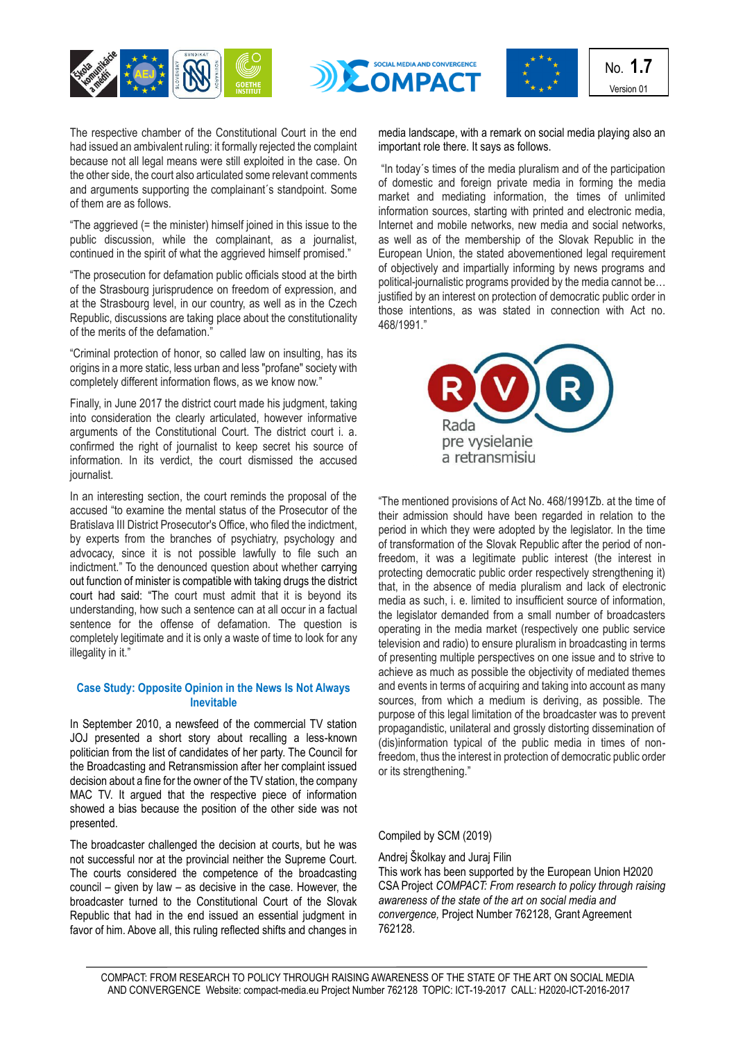The respective chamber of the Constitutional Court in the end had issued an ambivalent ruling: it formally rejected the complaint because not all legal means were still exploited in the case. On the other side, the court also articulated some relevant comments and arguments supporting the complainant´s standpoint. Some of them are as follows.

"The aggrieved (= the minister) himself joined in this issue to the public discussion, while the complainant, as a journalist, continued in the spirit of what the aggrieved himself promised."

"The prosecution for defamation public officials stood at the birth of the Strasbourg jurisprudence on freedom of expression, and at the Strasbourg level, in our country, as well as in the Czech Republic, discussions are taking place about the constitutionality of the merits of the defamation."

"Criminal protection of honor, so called law on insulting, has its origins in a more static, less urban and less "profane" society with completely different information flows, as we know now."

Finally, in June 2017 the district court made his judgment, taking into consideration the clearly articulated, however informative arguments of the Constitutional Court. The district court i. a. confirmed the right of journalist to keep secret his source of information. In its verdict, the court dismissed the accused journalist.

In an interesting section, the court reminds the proposal of the accused "to examine the mental status of the Prosecutor of the Bratislava III District Prosecutor's Office, who filed the indictment, by experts from the branches of psychiatry, psychology and advocacy, since it is not possible lawfully to file such an indictment." To the denounced question about whether carrying out function of minister is compatible with taking drugs the district court had said: "The court must admit that it is beyond its understanding, how such a sentence can at all occur in a factual sentence for the offense of defamation. The question is completely legitimate and it is only a waste of time to look for any illegality in it."

### Case Study: Opposite Opinion in the News Is Not Always Inevitable

In September 2010, a newsfeed of the commercial TV station JOJ presented a short story about recalling a less-known politician from the list of candidates of her party. The Council for the Broadcasting and Retransmission after her complaint issued decision about a fine for the owner of the TV station, the company MAC TV. It argued that the respective piece of information showed a bias because the position of the other side was not presented.

The broadcaster challenged the decision at courts, but he was not successful nor at the provincial neither the Supreme Court. The courts considered the competence of the broadcasting council – given by law – as decisive in the case. However, the broadcaster turned to the Constitutional Court of the Slovak Republic that had in the end issued an essential judgment in favor of him. Above all, this ruling reflected shifts and changes in media landscape, with a remark on social media playing also an important role there. It says as follows.

"In today´s times of the media pluralism and of the participation of domestic and foreign private media in forming the media market and mediating information, the times of unlimited information sources, starting with printed and electronic media, Internet and mobile networks, new media and social networks, as well as of the membership of the Slovak Republic in the European Union, the stated abovementioned legal requirement of objectively and impartially informing by news programs and political-journalistic programs provided by the media cannot be… justified by an interest on protection of democratic public order in those intentions, as was stated in connection with Act no. 468/1991."

"The mentioned provisions of Act No. 468/1991Zb. at the time of their admission should have been regarded in relation to the period in which they were adopted by the legislator. In the time of transformation of the Slovak Republic after the period of non-freedom, it was a legitimate public interest (the interest in protecting democratic public order respectively strengthening it) that, in the absence of media pluralism and lack of electronic media as such, i. e. limited to insufficient source of information, the legislator demanded from a small number of broadcasters operating in the media market (respectively one public service television and radio) to ensure pluralism in broadcasting in terms of presenting multiple perspectives on one issue and to strive to achieve as much as possible the objectivity of mediated themes and events in terms of acquiring and taking into account as many sources, from which a medium is deriving, as possible. The purpose of this legal limitation of the broadcaster was to prevent propagandistic, unilateral and grossly distorting dissemination of (dis)information typical of the public media in times of non-freedom, thus the interest in protection of democratic public order or its strengthening."

Compiled by SCM (2019)

Andrej Školkay and Juraj Filin
This work has been supported by the European Union H2020 CSA Project *COMPACT: From research to policy through raising awareness of the state of the art on social media and convergence,* Project Number 762128, Grant Agreement 762128.